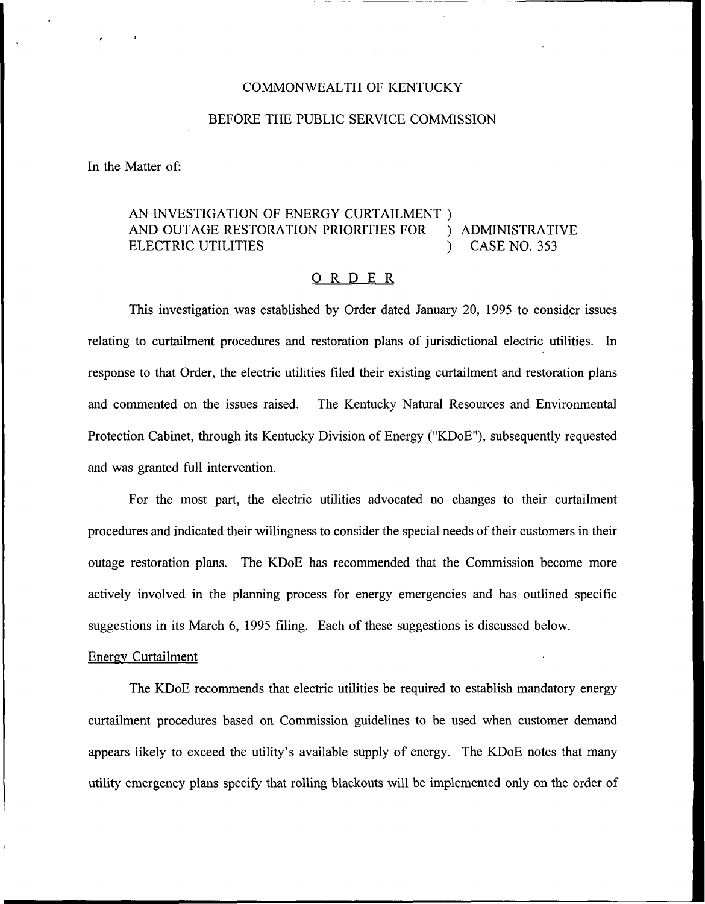COMMONWEALTH OF KENTUCKY

BEFORE THE PUBLIC SERVICE COMMISSION

In the Matter of:

AN INVESTIGATION OF ENERGY CURTAILMENT ) AND OUTAGE RESTORATION PRIORITIES FOR ) ADMINISTRATIVE ELECTRIC UTILITIES ) CASE NO. 353

# ORDER

This investigation was established by Order dated January 20, 1995 to consider issues relating to curtailment procedures and restoration plans of jurisdictional electric utilities. In response to that Order, the electric utilities filed their existing curtailment and restoration plans and commented on the issues raised. The Kentucky Natural Resources and Environmental Protection Cabinet, through its Kentucky Division of Energy ("KDoE"), subsequently requested and was granted full intervention.

For the most part, the electric utilities advocated no changes to their curtailment procedures and indicated their willingness to consider the special needs of their customers in their outage restoration plans. The KDoE has recommended that the Commission become more actively involved in the planning process for energy emergencies and has outlined specific suggestions in its March 6, 1995 filing. Each of these suggestions is discussed below.

## Energy Curtailment

The KDoE recommends that electric utilities be required to establish mandatory energy curtailment procedures based on Commission guidelines to be used when customer demand appears likely to exceed the utility's available supply of energy. The KDoE notes that many utility emergency plans specify that rolling blackouts will be implemented only on the order of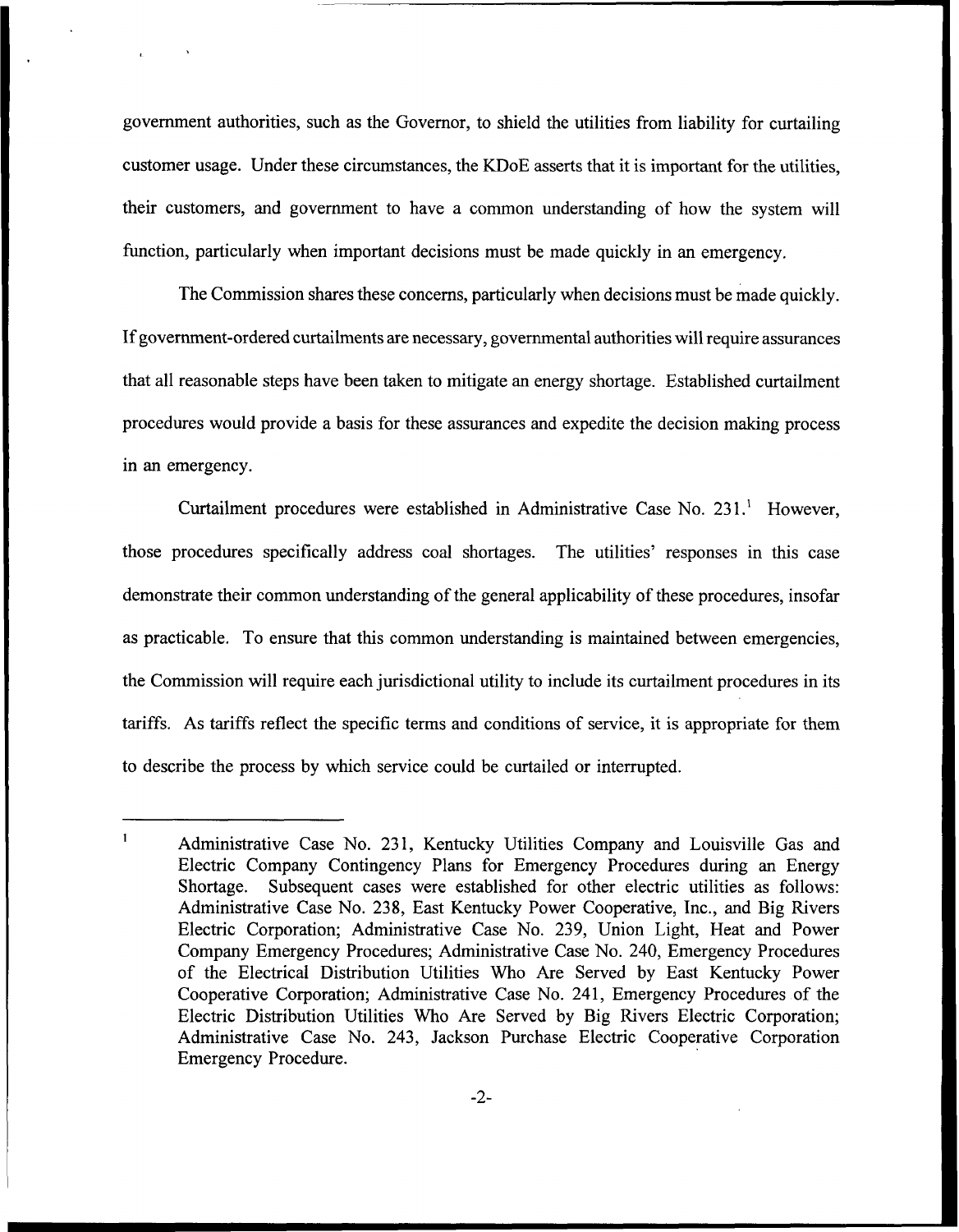government authorities, such as the Governor, to shield the utilities from liability for curtailing customer usage. Under these circumstances, the KDoE asserts that it is important for the utilities, their customers, and government to have a common understanding of how the system will function, particularly when important decisions must be made quickly in an emergency.

The Commission shares these concerns, particularly when decisions must be made quickly. If government-ordered curtailments are necessary, governmental authorities will require assurances that all reasonable steps have been taken to mitigate an energy shortage. Established curtailment procedures would provide a basis for these assurances and expedite the decision making process in an emergency.

Curtailment procedures were established in Administrative Case No. 231.[1] However, those procedures specifically address coal shortages. The utilities' responses in this case demonstrate their common understanding of the general applicability of these procedures, insofar as practicable. To ensure that this common understanding is maintained between emergencies, the Commission will require each jurisdictional utility to include its curtailment procedures in its tariffs. As tariffs reflect the specific terms and conditions of service, it is appropriate for them to describe the process by which service could be curtailed or interrupted.

---

[1] Administrative Case No. 231, Kentucky Utilities Company and Louisville Gas and Electric Company Contingency Plans for Emergency Procedures during an Energy Shortage. Subsequent cases were established for other electric utilities as follows: Administrative Case No. 238, East Kentucky Power Cooperative, Inc., and Big Rivers Electric Corporation; Administrative Case No. 239, Union Light, Heat and Power Company Emergency Procedures; Administrative Case No. 240, Emergency Procedures of the Electrical Distribution Utilities Who Are Served by East Kentucky Power Cooperative Corporation; Administrative Case No. 241, Emergency Procedures of the Electric Distribution Utilities Who Are Served by Big Rivers Electric Corporation; Administrative Case No. 243, Jackson Purchase Electric Cooperative Corporation Emergency Procedure.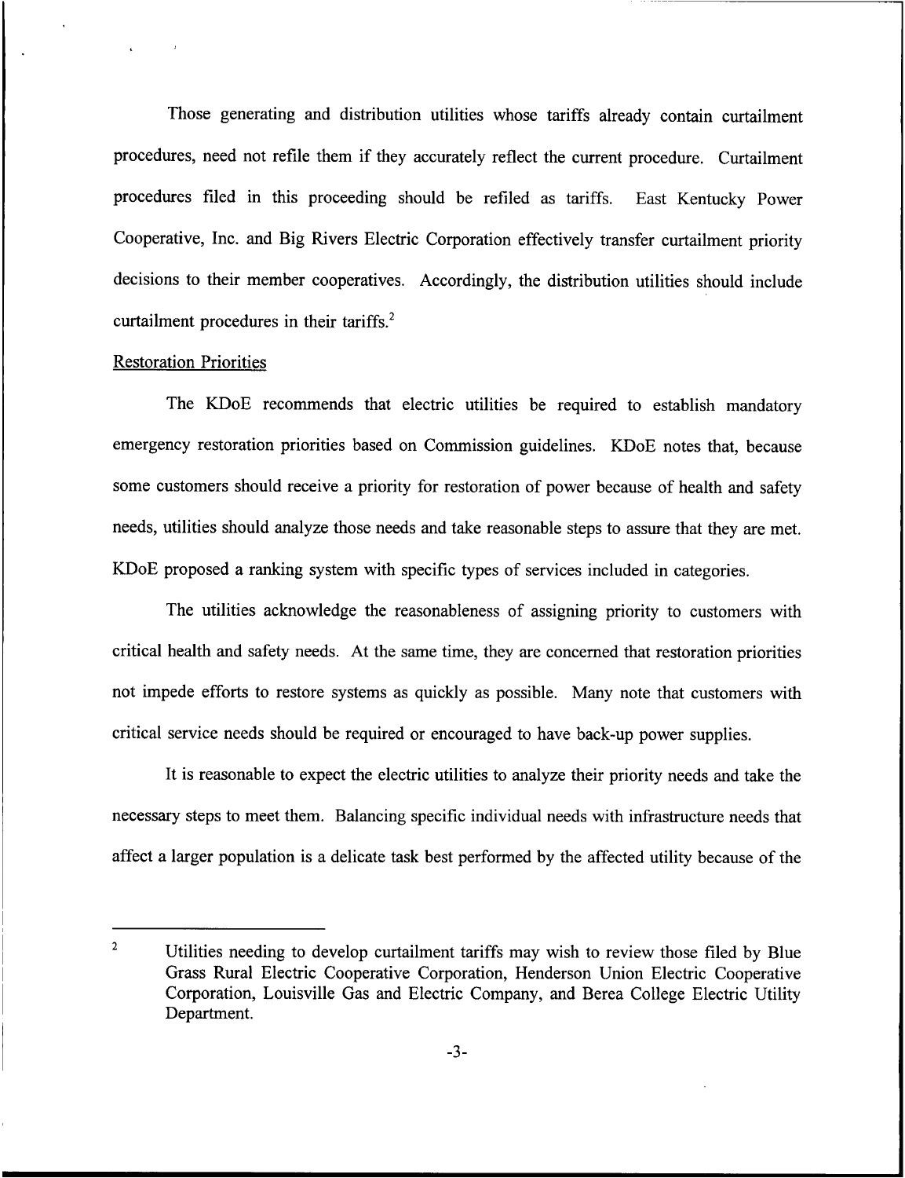Those generating and distribution utilities whose tariffs already contain curtailment procedures, need not refile them if they accurately reflect the current procedure. Curtailment procedures filed in this proceeding should be refiled as tariffs. East Kentucky Power Cooperative, Inc. and Big Rivers Electric Corporation effectively transfer curtailment priority decisions to their member cooperatives. Accordingly, the distribution utilities should include curtailment procedures in their tariffs.[2]

Restoration Priorities

The KDoE recommends that electric utilities be required to establish mandatory emergency restoration priorities based on Commission guidelines. KDoE notes that, because some customers should receive a priority for restoration of power because of health and safety needs, utilities should analyze those needs and take reasonable steps to assure that they are met. KDoE proposed a ranking system with specific types of services included in categories.

The utilities acknowledge the reasonableness of assigning priority to customers with critical health and safety needs. At the same time, they are concerned that restoration priorities not impede efforts to restore systems as quickly as possible. Many note that customers with critical service needs should be required or encouraged to have back-up power supplies.

It is reasonable to expect the electric utilities to analyze their priority needs and take the necessary steps to meet them. Balancing specific individual needs with infrastructure needs that affect a larger population is a delicate task best performed by the affected utility because of the

[2] Utilities needing to develop curtailment tariffs may wish to review those filed by Blue Grass Rural Electric Cooperative Corporation, Henderson Union Electric Cooperative Corporation, Louisville Gas and Electric Company, and Berea College Electric Utility Department.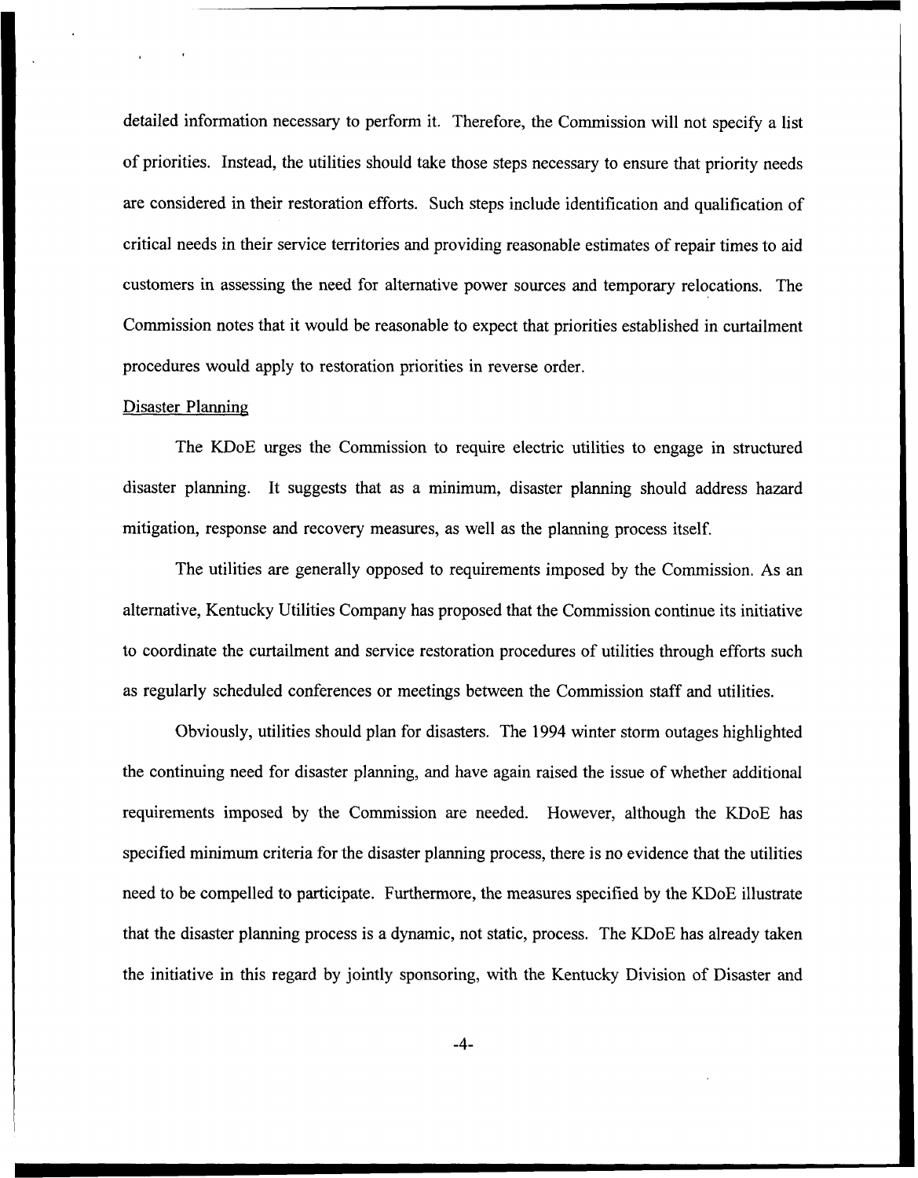detailed information necessary to perform it. Therefore, the Commission will not specify a list of priorities. Instead, the utilities should take those steps necessary to ensure that priority needs are considered in their restoration efforts. Such steps include identification and qualification of critical needs in their service territories and providing reasonable estimates of repair times to aid customers in assessing the need for alternative power sources and temporary relocations. The Commission notes that it would be reasonable to expect that priorities established in curtailment procedures would apply to restoration priorities in reverse order.

Disaster Planning

The KDoE urges the Commission to require electric utilities to engage in structured disaster planning. It suggests that as a minimum, disaster planning should address hazard mitigation, response and recovery measures, as well as the planning process itself.

The utilities are generally opposed to requirements imposed by the Commission. As an alternative, Kentucky Utilities Company has proposed that the Commission continue its initiative to coordinate the curtailment and service restoration procedures of utilities through efforts such as regularly scheduled conferences or meetings between the Commission staff and utilities.

Obviously, utilities should plan for disasters. The 1994 winter storm outages highlighted the continuing need for disaster planning, and have again raised the issue of whether additional requirements imposed by the Commission are needed. However, although the KDoE has specified minimum criteria for the disaster planning process, there is no evidence that the utilities need to be compelled to participate. Furthermore, the measures specified by the KDoE illustrate that the disaster planning process is a dynamic, not static, process. The KDoE has already taken the initiative in this regard by jointly sponsoring, with the Kentucky Division of Disaster and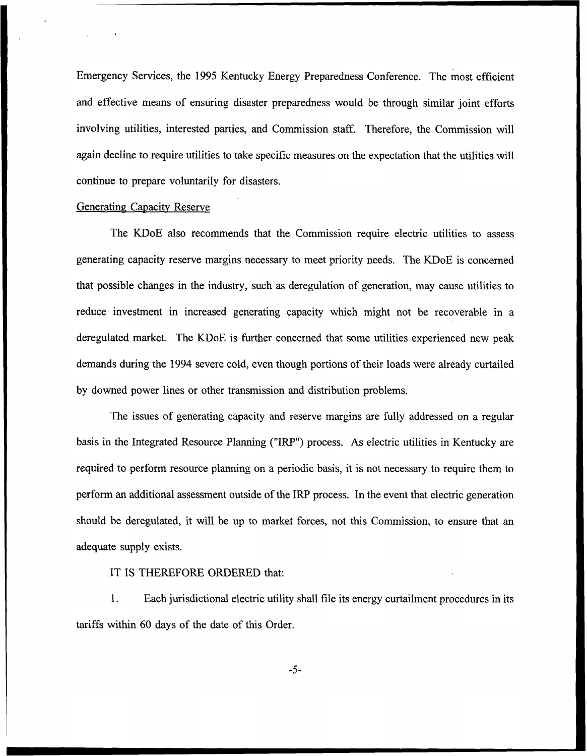Emergency Services, the 1995 Kentucky Energy Preparedness Conference. The most efficient and effective means of ensuring disaster preparedness would be through similar joint efforts involving utilities, interested parties, and Commission staff. Therefore, the Commission will again decline to require utilities to take specific measures on the expectation that the utilities will continue to prepare voluntarily for disasters.

Generating Capacity Reserve

The KDoE also recommends that the Commission require electric utilities to assess generating capacity reserve margins necessary to meet priority needs. The KDoE is concerned that possible changes in the industry, such as deregulation of generation, may cause utilities to reduce investment in increased generating capacity which might not be recoverable in a deregulated market. The KDoE is further concerned that some utilities experienced new peak demands during the 1994 severe cold, even though portions of their loads were already curtailed by downed power lines or other transmission and distribution problems.

The issues of generating capacity and reserve margins are fully addressed on a regular basis in the Integrated Resource Planning ("IRP") process. As electric utilities in Kentucky are required to perform resource planning on a periodic basis, it is not necessary to require them to perform an additional assessment outside of the IRP process. In the event that electric generation should be deregulated, it will be up to market forces, not this Commission, to ensure that an adequate supply exists.

IT IS THEREFORE ORDERED that:

1. Each jurisdictional electric utility shall file its energy curtailment procedures in its tariffs within 60 days of the date of this Order.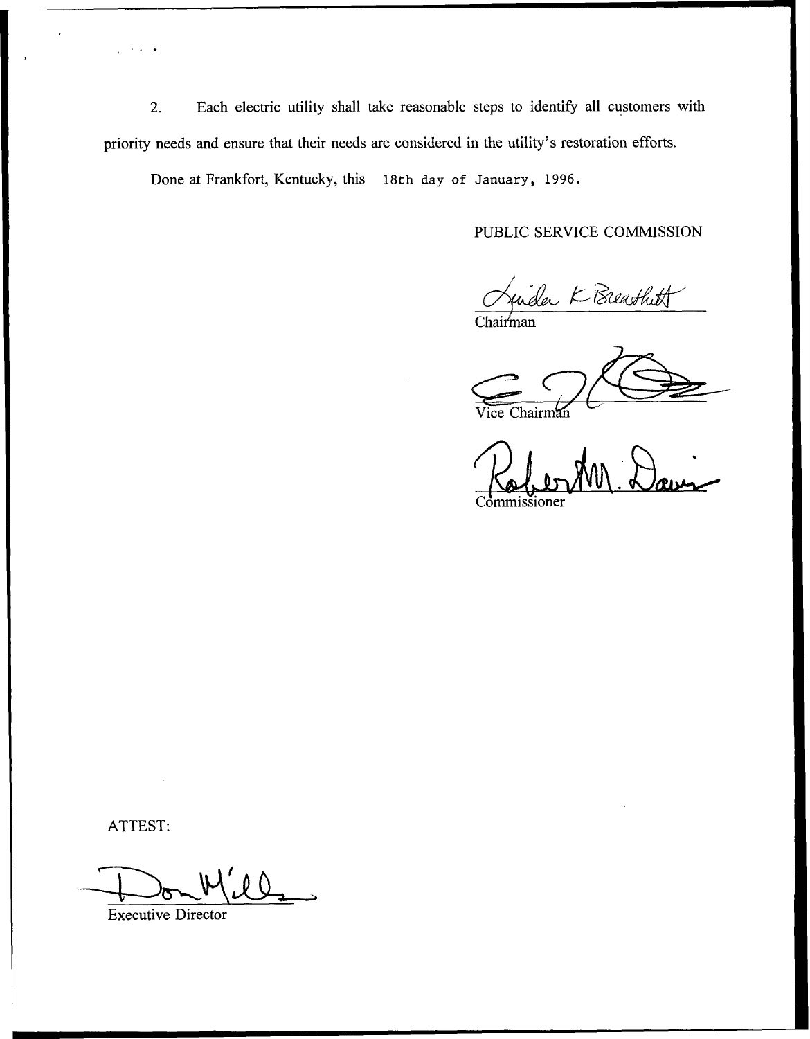2. Each electric utility shall take reasonable steps to identify all customers with priority needs and ensure that their needs are considered in the utility's restoration efforts.

Done at Frankfort, Kentucky, this 18th day of January, 1996.

PUBLIC SERVICE COMMISSION

Chairman

Vice Chairman

Commissioner

ATTEST:

Executive Director